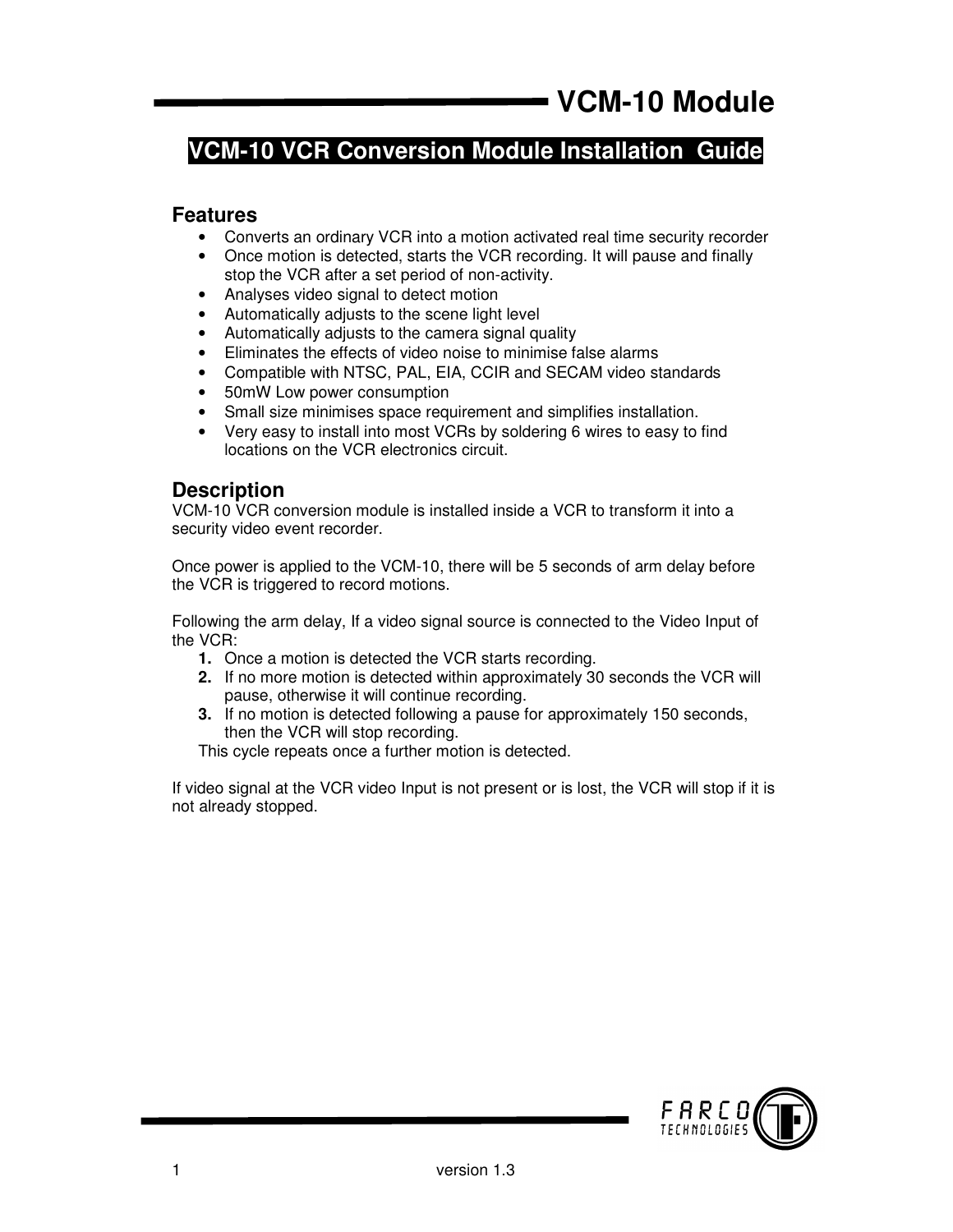# VCM-10 Module

## VCM-10 VCR Conversion Module Installation Guide

### Features

- Converts an ordinary VCR into a motion activated real time security recorder
- Once motion is detected, starts the VCR recording. It will pause and finally stop the VCR after a set period of non-activity.
- Analyses video signal to detect motion
- Automatically adjusts to the scene light level
- Automatically adjusts to the camera signal quality
- Eliminates the effects of video noise to minimise false alarms
- Compatible with NTSC, PAL, EIA, CCIR and SECAM video standards
- 50mW Low power consumption
- Small size minimises space requirement and simplifies installation.
- Very easy to install into most VCRs by soldering 6 wires to easy to find locations on the VCR electronics circuit.

### Description

VCM-10 VCR conversion module is installed inside a VCR to transform it into a security video event recorder.

Once power is applied to the VCM-10, there will be 5 seconds of arm delay before the VCR is triggered to record motions.

Following the arm delay, If a video signal source is connected to the Video Input of the VCR:

1. Once a motion is detected the VCR starts recording.
2. If no more motion is detected within approximately 30 seconds the VCR will pause, otherwise it will continue recording.
3. If no motion is detected following a pause for approximately 150 seconds, then the VCR will stop recording.

This cycle repeats once a further motion is detected.

If video signal at the VCR video Input is not present or is lost, the VCR will stop if it is not already stopped.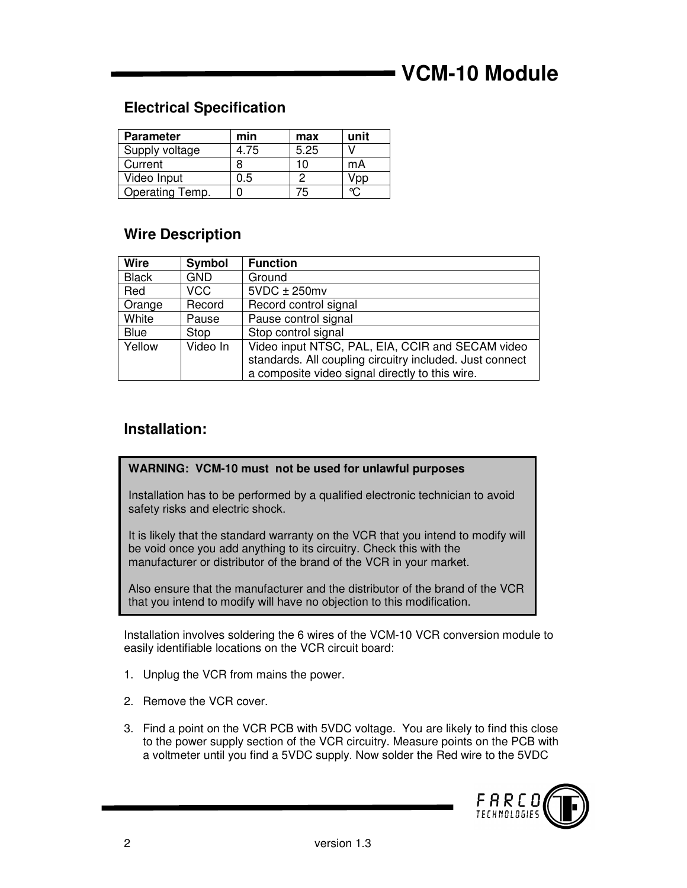## Electrical Specification

| Parameter | min | max | unit |
|---|---|---|---|
| Supply voltage | 4.75 | 5.25 | V |
| Current | 8 | 10 | mA |
| Video Input | 0.5 | 2 | Vpp |
| Operating Temp. | 0 | 75 | °C |

## Wire Description

| Wire | Symbol | Function |
|---|---|---|
| Black | GND | Ground |
| Red | VCC | 5VDC ± 250mv |
| Orange | Record | Record control signal |
| White | Pause | Pause control signal |
| Blue | Stop | Stop control signal |
| Yellow | Video In | Video input NTSC, PAL, EIA, CCIR and SECAM video standards. All coupling circuitry included. Just connect a composite video signal directly to this wire. |

## Installation:

**WARNING: VCM-10 must not be used for unlawful purposes**

Installation has to be performed by a qualified electronic technician to avoid safety risks and electric shock.

It is likely that the standard warranty on the VCR that you intend to modify will be void once you add anything to its circuitry. Check this with the manufacturer or distributor of the brand of the VCR in your market.

Also ensure that the manufacturer and the distributor of the brand of the VCR that you intend to modify will have no objection to this modification.

Installation involves soldering the 6 wires of the VCM-10 VCR conversion module to easily identifiable locations on the VCR circuit board:

1. Unplug the VCR from mains the power.

2. Remove the VCR cover.

3. Find a point on the VCR PCB with 5VDC voltage. You are likely to find this close to the power supply section of the VCR circuitry. Measure points on the PCB with a voltmeter until you find a 5VDC supply. Now solder the Red wire to the 5VDC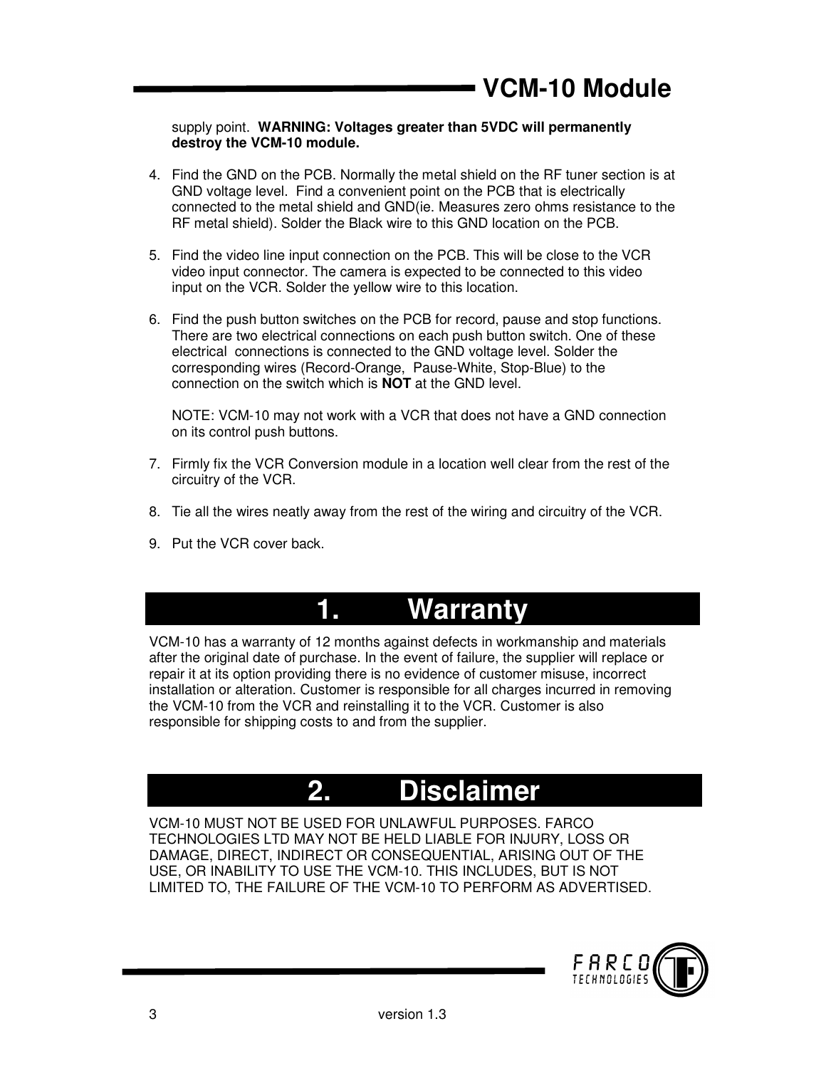supply point. **WARNING: Voltages greater than 5VDC will permanently destroy the VCM-10 module.**

4. Find the GND on the PCB. Normally the metal shield on the RF tuner section is at GND voltage level. Find a convenient point on the PCB that is electrically connected to the metal shield and GND(ie. Measures zero ohms resistance to the RF metal shield). Solder the Black wire to this GND location on the PCB.

5. Find the video line input connection on the PCB. This will be close to the VCR video input connector. The camera is expected to be connected to this video input on the VCR. Solder the yellow wire to this location.

6. Find the push button switches on the PCB for record, pause and stop functions. There are two electrical connections on each push button switch. One of these electrical connections is connected to the GND voltage level. Solder the corresponding wires (Record-Orange, Pause-White, Stop-Blue) to the connection on the switch which is **NOT** at the GND level.

   NOTE: VCM-10 may not work with a VCR that does not have a GND connection on its control push buttons.

7. Firmly fix the VCR Conversion module in a location well clear from the rest of the circuitry of the VCR.

8. Tie all the wires neatly away from the rest of the wiring and circuitry of the VCR.

9. Put the VCR cover back.

# 1. Warranty

VCM-10 has a warranty of 12 months against defects in workmanship and materials after the original date of purchase. In the event of failure, the supplier will replace or repair it at its option providing there is no evidence of customer misuse, incorrect installation or alteration. Customer is responsible for all charges incurred in removing the VCM-10 from the VCR and reinstalling it to the VCR. Customer is also responsible for shipping costs to and from the supplier.

# 2. Disclaimer

VCM-10 MUST NOT BE USED FOR UNLAWFUL PURPOSES. FARCO TECHNOLOGIES LTD MAY NOT BE HELD LIABLE FOR INJURY, LOSS OR DAMAGE, DIRECT, INDIRECT OR CONSEQUENTIAL, ARISING OUT OF THE USE, OR INABILITY TO USE THE VCM-10. THIS INCLUDES, BUT IS NOT LIMITED TO, THE FAILURE OF THE VCM-10 TO PERFORM AS ADVERTISED.